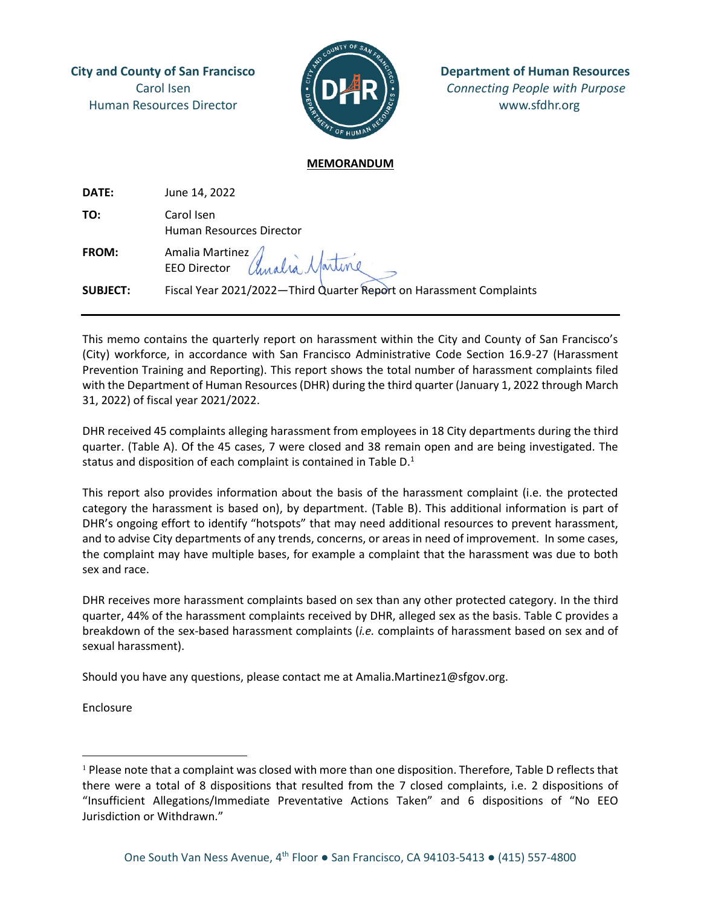**City and County of San Francisco**
Carol Isen
Human Resources Director

**Department of Human Resources**
*Connecting People with Purpose*
www.sfdhr.org

**MEMORANDUM**

| | |
|---|---|
| **DATE:** | June 14, 2022 |
| **TO:** | Carol Isen<br>Human Resources Director |
| **FROM:** | Amalia Martinez<br>EEO Director |
| **SUBJECT:** | Fiscal Year 2021/2022—Third Quarter Report on Harassment Complaints |

---

This memo contains the quarterly report on harassment within the City and County of San Francisco's (City) workforce, in accordance with San Francisco Administrative Code Section 16.9-27 (Harassment Prevention Training and Reporting). This report shows the total number of harassment complaints filed with the Department of Human Resources (DHR) during the third quarter (January 1, 2022 through March 31, 2022) of fiscal year 2021/2022.

DHR received 45 complaints alleging harassment from employees in 18 City departments during the third quarter. (Table A). Of the 45 cases, 7 were closed and 38 remain open and are being investigated. The status and disposition of each complaint is contained in Table D.[1]

This report also provides information about the basis of the harassment complaint (i.e. the protected category the harassment is based on), by department. (Table B). This additional information is part of DHR's ongoing effort to identify "hotspots" that may need additional resources to prevent harassment, and to advise City departments of any trends, concerns, or areas in need of improvement. In some cases, the complaint may have multiple bases, for example a complaint that the harassment was due to both sex and race.

DHR receives more harassment complaints based on sex than any other protected category. In the third quarter, 44% of the harassment complaints received by DHR, alleged sex as the basis. Table C provides a breakdown of the sex-based harassment complaints (*i.e.* complaints of harassment based on sex and of sexual harassment).

Should you have any questions, please contact me at Amalia.Martinez1@sfgov.org.

Enclosure

---

[1] Please note that a complaint was closed with more than one disposition. Therefore, Table D reflects that there were a total of 8 dispositions that resulted from the 7 closed complaints, i.e. 2 dispositions of "Insufficient Allegations/Immediate Preventative Actions Taken" and 6 dispositions of "No EEO Jurisdiction or Withdrawn."

One South Van Ness Avenue, 4th Floor ● San Francisco, CA 94103-5413 ● (415) 557-4800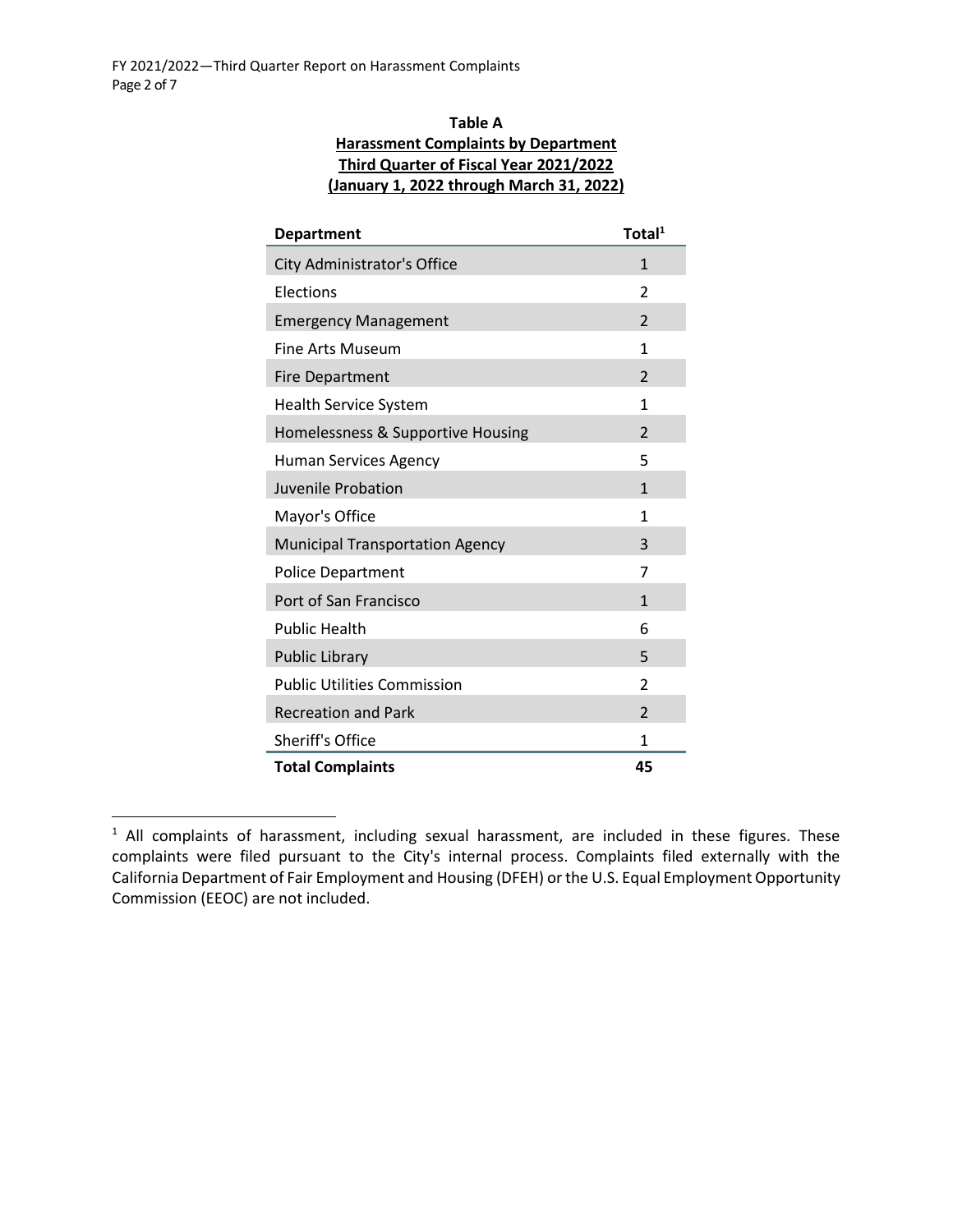**Table A**
**Harassment Complaints by Department**
**Third Quarter of Fiscal Year 2021/2022**
**(January 1, 2022 through March 31, 2022)**

| Department | Total[1] |
|---|---|
| City Administrator's Office | 1 |
| Elections | 2 |
| Emergency Management | 2 |
| Fine Arts Museum | 1 |
| Fire Department | 2 |
| Health Service System | 1 |
| Homelessness & Supportive Housing | 2 |
| Human Services Agency | 5 |
| Juvenile Probation | 1 |
| Mayor's Office | 1 |
| Municipal Transportation Agency | 3 |
| Police Department | 7 |
| Port of San Francisco | 1 |
| Public Health | 6 |
| Public Library | 5 |
| Public Utilities Commission | 2 |
| Recreation and Park | 2 |
| Sheriff's Office | 1 |
| **Total Complaints** | **45** |

[1] All complaints of harassment, including sexual harassment, are included in these figures. These complaints were filed pursuant to the City's internal process. Complaints filed externally with the California Department of Fair Employment and Housing (DFEH) or the U.S. Equal Employment Opportunity Commission (EEOC) are not included.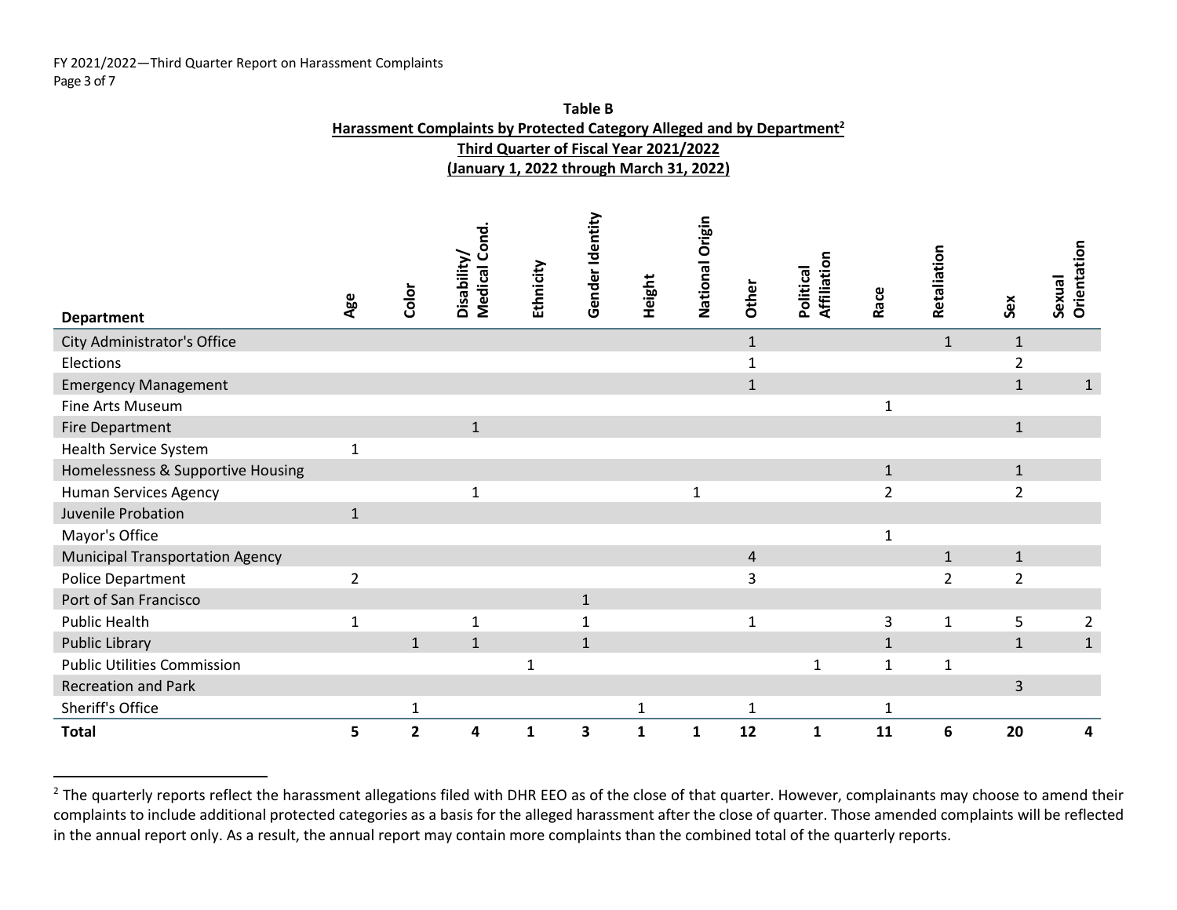**Table B**
**Harassment Complaints by Protected Category Alleged and by Department[2]**
**Third Quarter of Fiscal Year 2021/2022**
**(January 1, 2022 through March 31, 2022)**

| Department | Age | Color | Disability/ Medical Cond. | Ethnicity | Gender Identity | Height | National Origin | Other | Political Affiliation | Race | Retaliation | Sex | Sexual Orientation |
|---|---|---|---|---|---|---|---|---|---|---|---|---|---|
| City Administrator's Office | | | | | | | | 1 | | | 1 | 1 | |
| Elections | | | | | | | | 1 | | | | 2 | |
| Emergency Management | | | | | | | | 1 | | | | 1 | 1 |
| Fine Arts Museum | | | | | | | | | | 1 | | | |
| Fire Department | | | 1 | | | | | | | | | 1 | |
| Health Service System | 1 | | | | | | | | | | | | |
| Homelessness & Supportive Housing | | | | | | | | | | 1 | | 1 | |
| Human Services Agency | | | 1 | | | | 1 | | | 2 | | 2 | |
| Juvenile Probation | 1 | | | | | | | | | | | | |
| Mayor's Office | | | | | | | | | | 1 | | | |
| Municipal Transportation Agency | | | | | | | | 4 | | | 1 | 1 | |
| Police Department | 2 | | | | | | | 3 | | | 2 | 2 | |
| Port of San Francisco | | | | | 1 | | | | | | | | |
| Public Health | 1 | | 1 | | 1 | | | 1 | | 3 | 1 | 5 | 2 |
| Public Library | | 1 | 1 | | 1 | | | | | 1 | | 1 | 1 |
| Public Utilities Commission | | | | 1 | | | | | 1 | 1 | 1 | | |
| Recreation and Park | | | | | | | | | | | | 3 | |
| Sheriff's Office | | 1 | | | | 1 | | 1 | | 1 | | | |
| **Total** | **5** | **2** | **4** | **1** | **3** | **1** | **1** | **12** | **1** | **11** | **6** | **20** | **4** |

[2] The quarterly reports reflect the harassment allegations filed with DHR EEO as of the close of that quarter. However, complainants may choose to amend their complaints to include additional protected categories as a basis for the alleged harassment after the close of quarter. Those amended complaints will be reflected in the annual report only. As a result, the annual report may contain more complaints than the combined total of the quarterly reports.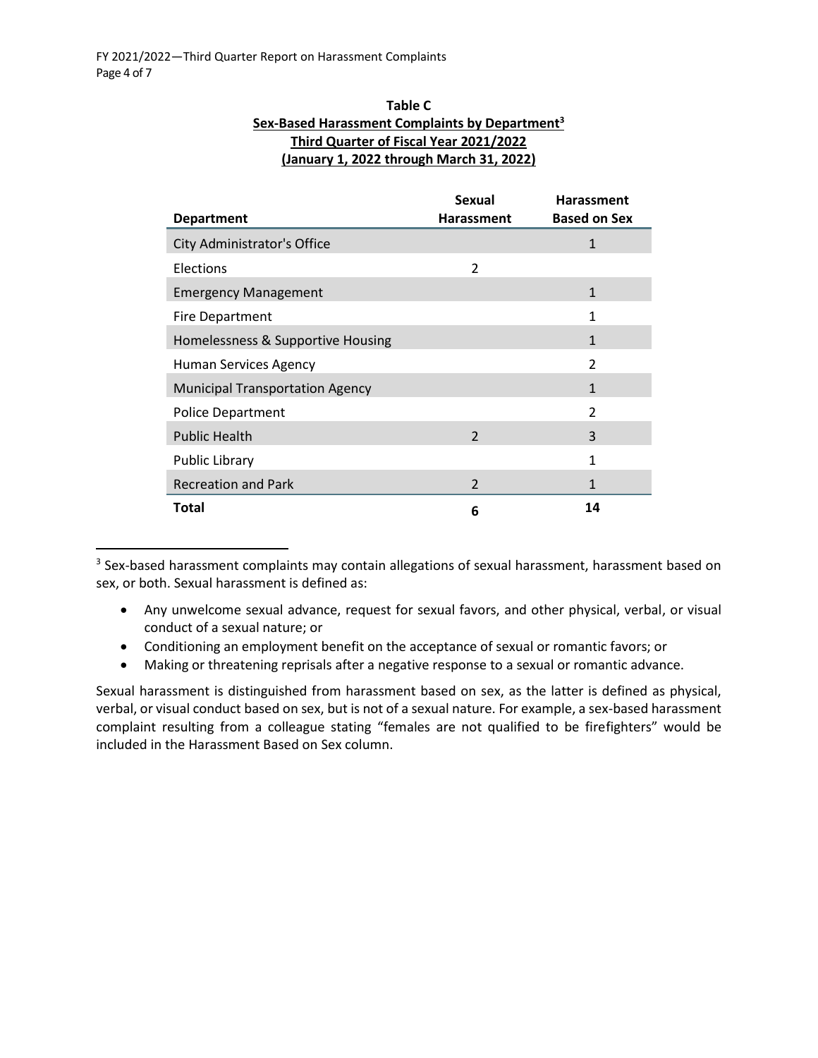**Table C**
**Sex-Based Harassment Complaints by Department[3]**
**Third Quarter of Fiscal Year 2021/2022**
**(January 1, 2022 through March 31, 2022)**

| Department | Sexual Harassment | Harassment Based on Sex |
|---|---|---|
| City Administrator's Office | | 1 |
| Elections | 2 | |
| Emergency Management | | 1 |
| Fire Department | | 1 |
| Homelessness & Supportive Housing | | 1 |
| Human Services Agency | | 2 |
| Municipal Transportation Agency | | 1 |
| Police Department | | 2 |
| Public Health | 2 | 3 |
| Public Library | | 1 |
| Recreation and Park | 2 | 1 |
| **Total** | **6** | **14** |

[3] Sex-based harassment complaints may contain allegations of sexual harassment, harassment based on sex, or both. Sexual harassment is defined as:

- Any unwelcome sexual advance, request for sexual favors, and other physical, verbal, or visual conduct of a sexual nature; or
- Conditioning an employment benefit on the acceptance of sexual or romantic favors; or
- Making or threatening reprisals after a negative response to a sexual or romantic advance.

Sexual harassment is distinguished from harassment based on sex, as the latter is defined as physical, verbal, or visual conduct based on sex, but is not of a sexual nature. For example, a sex-based harassment complaint resulting from a colleague stating "females are not qualified to be firefighters" would be included in the Harassment Based on Sex column.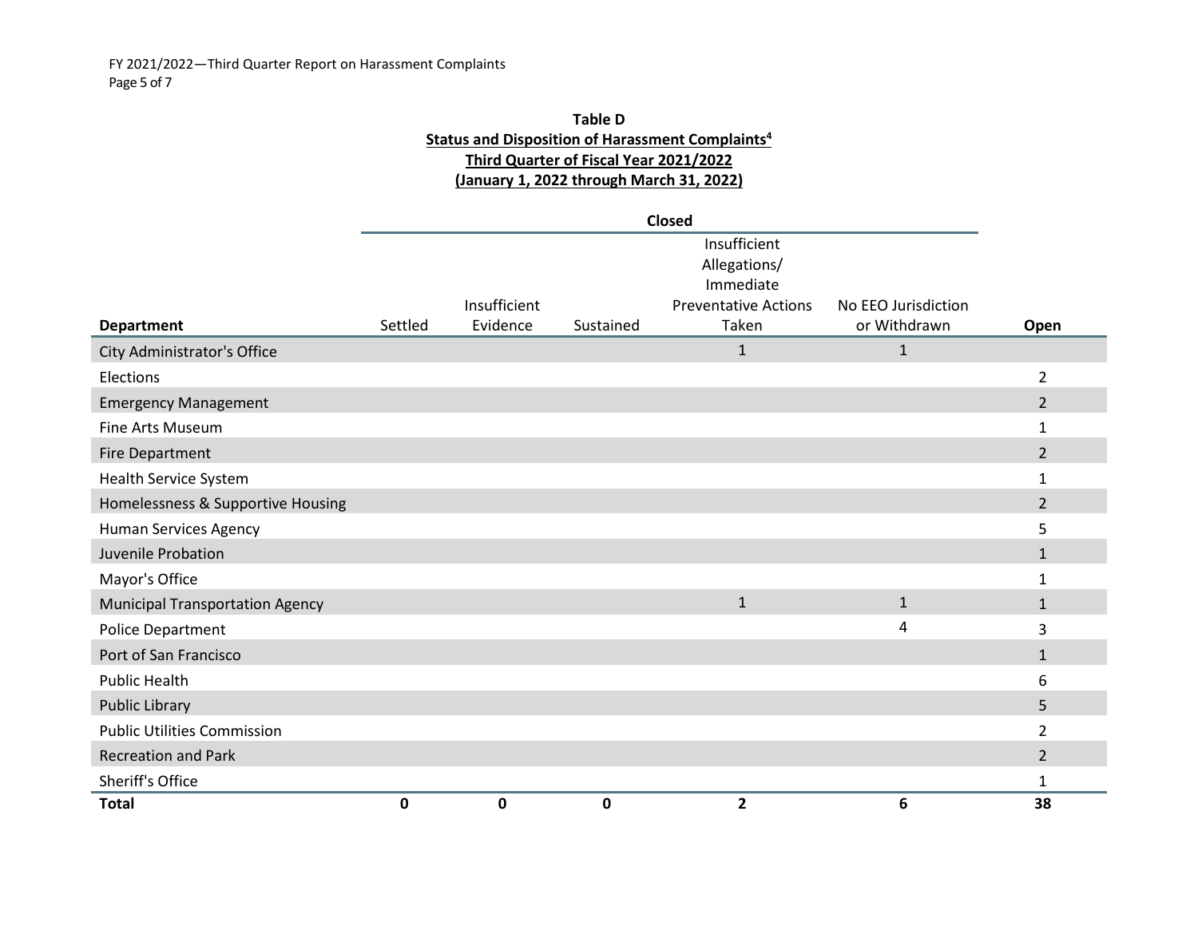**Table D**
**Status and Disposition of Harassment Complaints[4]**
**Third Quarter of Fiscal Year 2021/2022**
**(January 1, 2022 through March 31, 2022)**

| | Closed | | | | | |
|---|---|---|---|---|---|---|
| **Department** | Settled | Insufficient Evidence | Sustained | Insufficient Allegations/ Immediate Preventative Actions Taken | No EEO Jurisdiction or Withdrawn | **Open** |
| City Administrator's Office | | | | 1 | 1 | |
| Elections | | | | | | 2 |
| Emergency Management | | | | | | 2 |
| Fine Arts Museum | | | | | | 1 |
| Fire Department | | | | | | 2 |
| Health Service System | | | | | | 1 |
| Homelessness & Supportive Housing | | | | | | 2 |
| Human Services Agency | | | | | | 5 |
| Juvenile Probation | | | | | | 1 |
| Mayor's Office | | | | | | 1 |
| Municipal Transportation Agency | | | | 1 | 1 | 1 |
| Police Department | | | | | 4 | 3 |
| Port of San Francisco | | | | | | 1 |
| Public Health | | | | | | 6 |
| Public Library | | | | | | 5 |
| Public Utilities Commission | | | | | | 2 |
| Recreation and Park | | | | | | 2 |
| Sheriff's Office | | | | | | 1 |
| **Total** | **0** | **0** | **0** | **2** | **6** | **38** |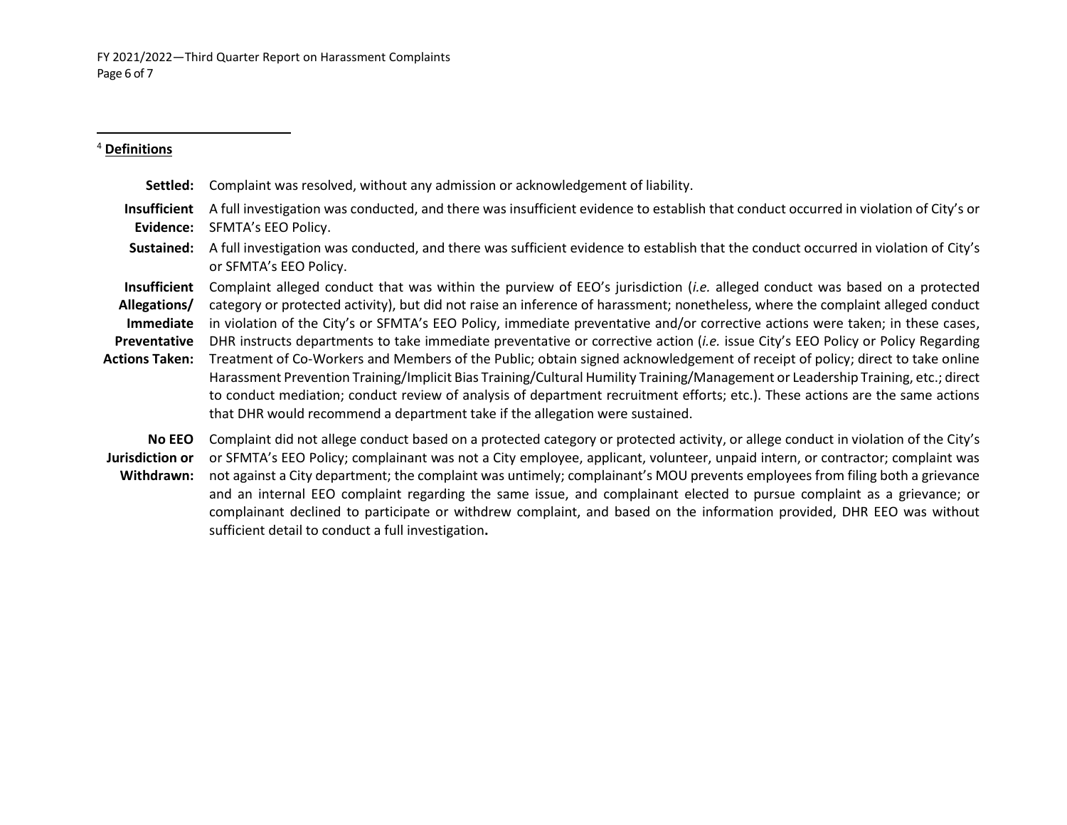[4] **Definitions**

**Settled:** Complaint was resolved, without any admission or acknowledgement of liability.

**Insufficient Evidence:** A full investigation was conducted, and there was insufficient evidence to establish that conduct occurred in violation of City's or SFMTA's EEO Policy.

**Sustained:** A full investigation was conducted, and there was sufficient evidence to establish that the conduct occurred in violation of City's or SFMTA's EEO Policy.

**Insufficient Allegations/ Immediate Preventative Actions Taken:** Complaint alleged conduct that was within the purview of EEO's jurisdiction (*i.e.* alleged conduct was based on a protected category or protected activity), but did not raise an inference of harassment; nonetheless, where the complaint alleged conduct in violation of the City's or SFMTA's EEO Policy, immediate preventative and/or corrective actions were taken; in these cases, DHR instructs departments to take immediate preventative or corrective action (*i.e.* issue City's EEO Policy or Policy Regarding Treatment of Co-Workers and Members of the Public; obtain signed acknowledgement of receipt of policy; direct to take online Harassment Prevention Training/Implicit Bias Training/Cultural Humility Training/Management or Leadership Training, etc.; direct to conduct mediation; conduct review of analysis of department recruitment efforts; etc.). These actions are the same actions that DHR would recommend a department take if the allegation were sustained.

**No EEO Jurisdiction or Withdrawn:** Complaint did not allege conduct based on a protected category or protected activity, or allege conduct in violation of the City's or SFMTA's EEO Policy; complainant was not a City employee, applicant, volunteer, unpaid intern, or contractor; complaint was not against a City department; the complaint was untimely; complainant's MOU prevents employees from filing both a grievance and an internal EEO complaint regarding the same issue, and complainant elected to pursue complaint as a grievance; or complainant declined to participate or withdrew complaint, and based on the information provided, DHR EEO was without sufficient detail to conduct a full investigation.